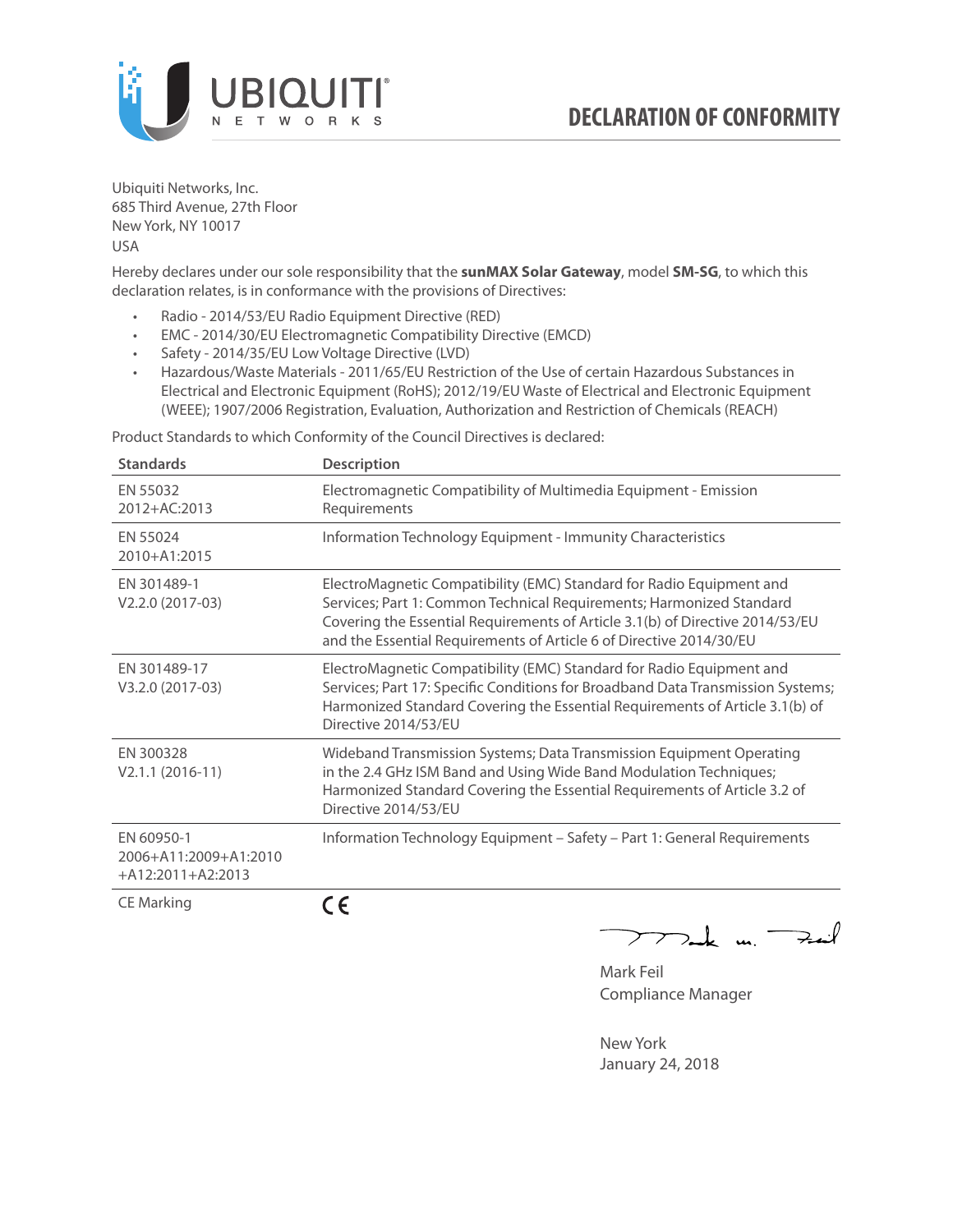# DECLARATION OF CONFORMITY

Ubiquiti Networks, Inc.
685 Third Avenue, 27th Floor
New York, NY 10017
USA

Hereby declares under our sole responsibility that the **sunMAX Solar Gateway**, model **SM-SG**, to which this declaration relates, is in conformance with the provisions of Directives:

- Radio - 2014/53/EU Radio Equipment Directive (RED)
- EMC - 2014/30/EU Electromagnetic Compatibility Directive (EMCD)
- Safety - 2014/35/EU Low Voltage Directive (LVD)
- Hazardous/Waste Materials - 2011/65/EU Restriction of the Use of certain Hazardous Substances in Electrical and Electronic Equipment (RoHS); 2012/19/EU Waste of Electrical and Electronic Equipment (WEEE); 1907/2006 Registration, Evaluation, Authorization and Restriction of Chemicals (REACH)

Product Standards to which Conformity of the Council Directives is declared:

| Standards | Description |
|---|---|
| EN 55032 2012+AC:2013 | Electromagnetic Compatibility of Multimedia Equipment - Emission Requirements |
| EN 55024 2010+A1:2015 | Information Technology Equipment - Immunity Characteristics |
| EN 301489-1 V2.2.0 (2017-03) | ElectroMagnetic Compatibility (EMC) Standard for Radio Equipment and Services; Part 1: Common Technical Requirements; Harmonized Standard Covering the Essential Requirements of Article 3.1(b) of Directive 2014/53/EU and the Essential Requirements of Article 6 of Directive 2014/30/EU |
| EN 301489-17 V3.2.0 (2017-03) | ElectroMagnetic Compatibility (EMC) Standard for Radio Equipment and Services; Part 17: Specific Conditions for Broadband Data Transmission Systems; Harmonized Standard Covering the Essential Requirements of Article 3.1(b) of Directive 2014/53/EU |
| EN 300328 V2.1.1 (2016-11) | Wideband Transmission Systems; Data Transmission Equipment Operating in the 2.4 GHz ISM Band and Using Wide Band Modulation Techniques; Harmonized Standard Covering the Essential Requirements of Article 3.2 of Directive 2014/53/EU |
| EN 60950-1 2006+A11:2009+A1:2010 +A12:2011+A2:2013 | Information Technology Equipment – Safety – Part 1: General Requirements |
| CE Marking | CE |

Mark Feil
Compliance Manager

New York
January 24, 2018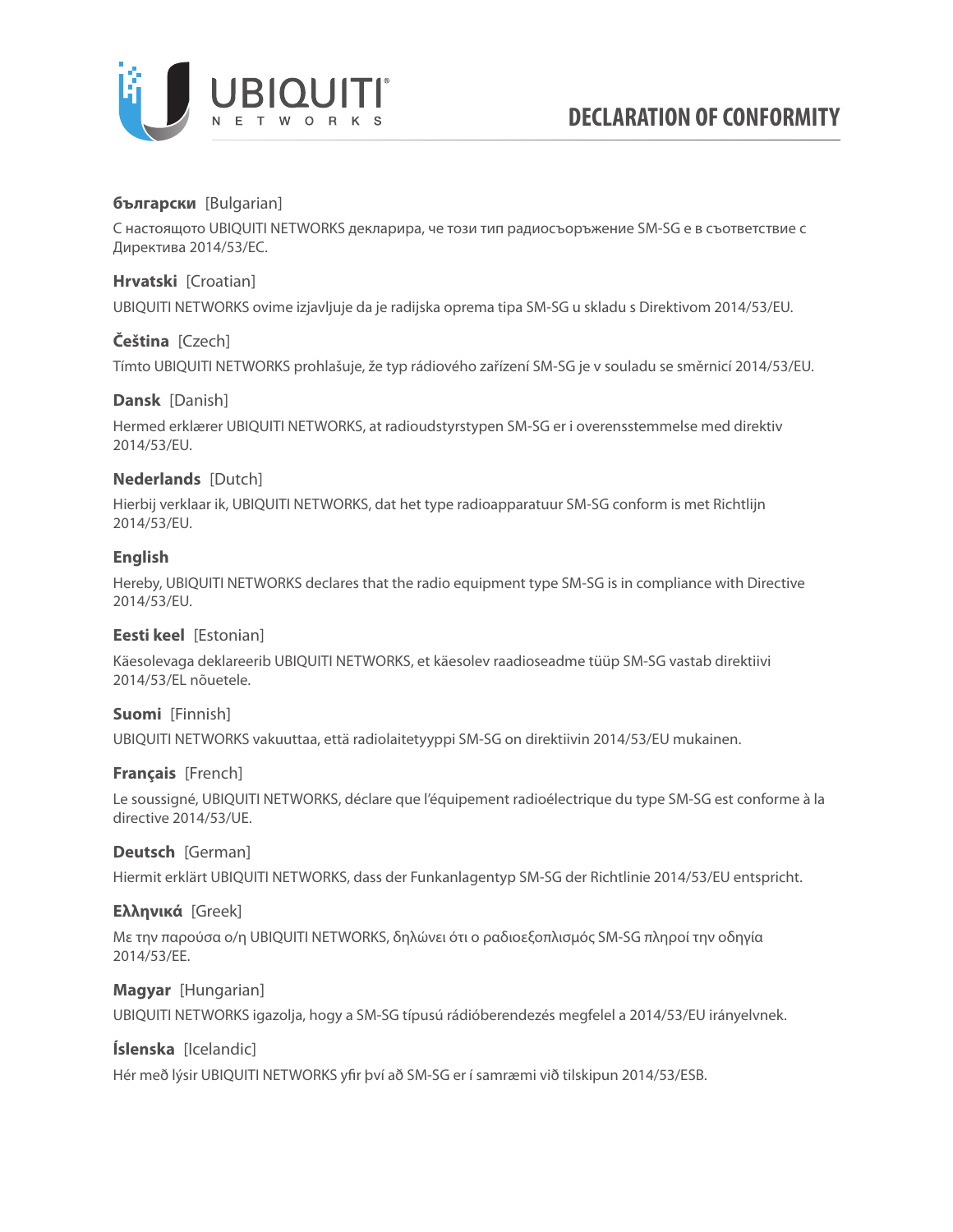# DECLARATION OF CONFORMITY

**български** [Bulgarian]

С настоящото UBIQUITI NETWORKS декларира, че този тип радиосъоръжение SM-SG е в съответствие с Директива 2014/53/ЕС.

**Hrvatski** [Croatian]

UBIQUITI NETWORKS ovime izjavljuje da je radijska oprema tipa SM-SG u skladu s Direktivom 2014/53/EU.

**Čeština** [Czech]

Tímto UBIQUITI NETWORKS prohlašuje, že typ rádiového zařízení SM-SG je v souladu se směrnicí 2014/53/EU.

**Dansk** [Danish]

Hermed erklærer UBIQUITI NETWORKS, at radioudstyrstypen SM-SG er i overensstemmelse med direktiv 2014/53/EU.

**Nederlands** [Dutch]

Hierbij verklaar ik, UBIQUITI NETWORKS, dat het type radioapparatuur SM-SG conform is met Richtlijn 2014/53/EU.

**English**

Hereby, UBIQUITI NETWORKS declares that the radio equipment type SM-SG is in compliance with Directive 2014/53/EU.

**Eesti keel** [Estonian]

Käesolevaga deklareerib UBIQUITI NETWORKS, et käesolev raadioseadme tüüp SM-SG vastab direktiivi 2014/53/EL nõuetele.

**Suomi** [Finnish]

UBIQUITI NETWORKS vakuuttaa, että radiolaitetyyppi SM-SG on direktiivin 2014/53/EU mukainen.

**Français** [French]

Le soussigné, UBIQUITI NETWORKS, déclare que l'équipement radioélectrique du type SM-SG est conforme à la directive 2014/53/UE.

**Deutsch** [German]

Hiermit erklärt UBIQUITI NETWORKS, dass der Funkanlagentyp SM-SG der Richtlinie 2014/53/EU entspricht.

**Ελληνικά** [Greek]

Με την παρούσα ο/η UBIQUITI NETWORKS, δηλώνει ότι ο ραδιοεξοπλισμός SM-SG πληροί την οδηγία 2014/53/ΕΕ.

**Magyar** [Hungarian]

UBIQUITI NETWORKS igazolja, hogy a SM-SG típusú rádióberendezés megfelel a 2014/53/EU irányelvnek.

**Íslenska** [Icelandic]

Hér með lýsir UBIQUITI NETWORKS yfir því að SM-SG er í samræmi við tilskipun 2014/53/ESB.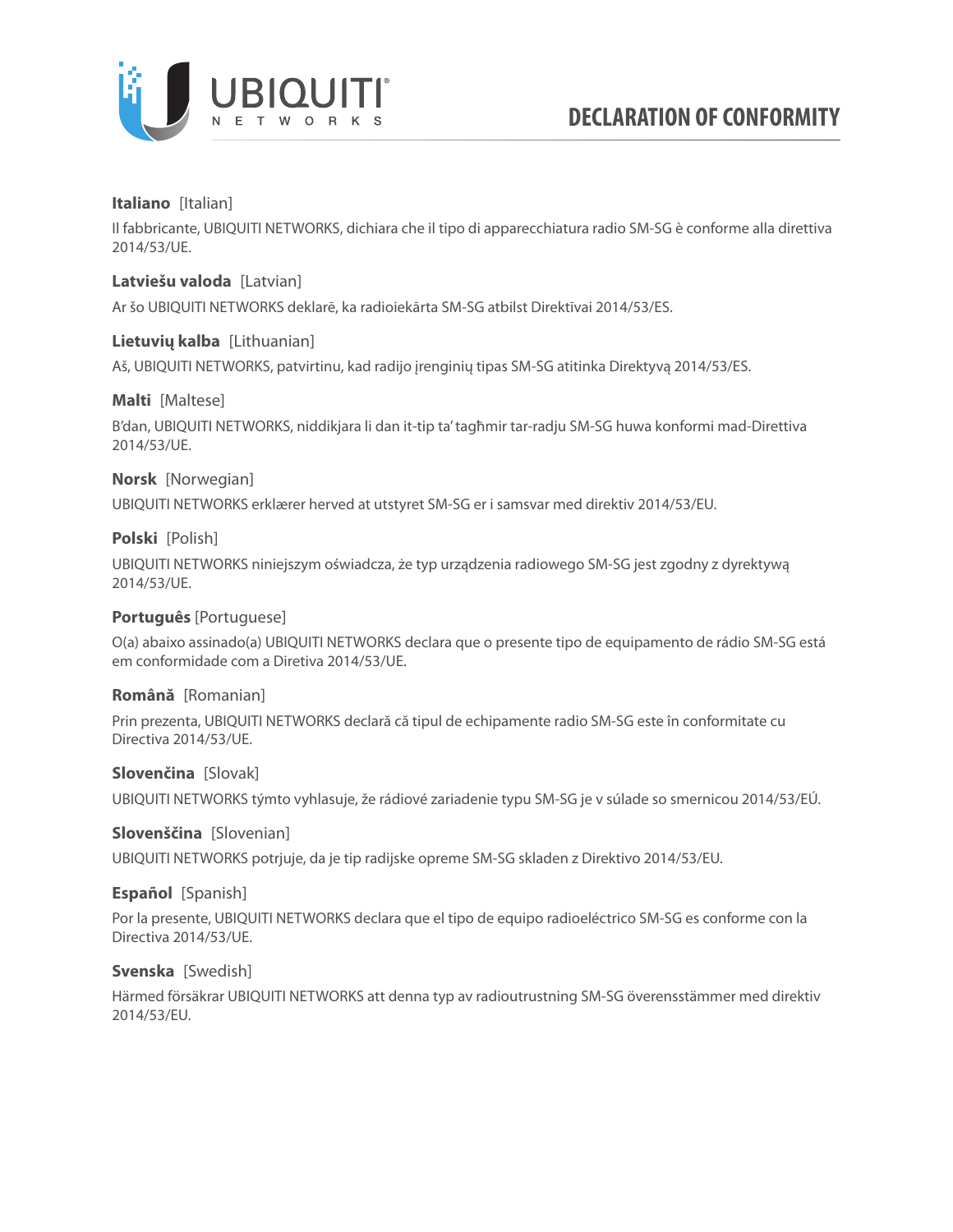**Italiano** [Italian]

Il fabbricante, UBIQUITI NETWORKS, dichiara che il tipo di apparecchiatura radio SM-SG è conforme alla direttiva 2014/53/UE.

**Latviešu valoda** [Latvian]

Ar šo UBIQUITI NETWORKS deklarē, ka radioiekārta SM-SG atbilst Direktīvai 2014/53/ES.

**Lietuvių kalba** [Lithuanian]

Aš, UBIQUITI NETWORKS, patvirtinu, kad radijo įrenginių tipas SM-SG atitinka Direktyvą 2014/53/ES.

**Malti** [Maltese]

B'dan, UBIQUITI NETWORKS, niddikjara li dan it-tip ta' tagħmir tar-radju SM-SG huwa konformi mad-Direttiva 2014/53/UE.

**Norsk** [Norwegian]

UBIQUITI NETWORKS erklærer herved at utstyret SM-SG er i samsvar med direktiv 2014/53/EU.

**Polski** [Polish]

UBIQUITI NETWORKS niniejszym oświadcza, że typ urządzenia radiowego SM-SG jest zgodny z dyrektywą 2014/53/UE.

**Português** [Portuguese]

O(a) abaixo assinado(a) UBIQUITI NETWORKS declara que o presente tipo de equipamento de rádio SM-SG está em conformidade com a Diretiva 2014/53/UE.

**Română** [Romanian]

Prin prezenta, UBIQUITI NETWORKS declară că tipul de echipamente radio SM-SG este în conformitate cu Directiva 2014/53/UE.

**Slovenčina** [Slovak]

UBIQUITI NETWORKS týmto vyhlasuje, že rádiové zariadenie typu SM-SG je v súlade so smernicou 2014/53/EÚ.

**Slovenščina** [Slovenian]

UBIQUITI NETWORKS potrjuje, da je tip radijske opreme SM-SG skladen z Direktivo 2014/53/EU.

**Español** [Spanish]

Por la presente, UBIQUITI NETWORKS declara que el tipo de equipo radioeléctrico SM-SG es conforme con la Directiva 2014/53/UE.

**Svenska** [Swedish]

Härmed försäkrar UBIQUITI NETWORKS att denna typ av radioutrustning SM-SG överensstämmer med direktiv 2014/53/EU.